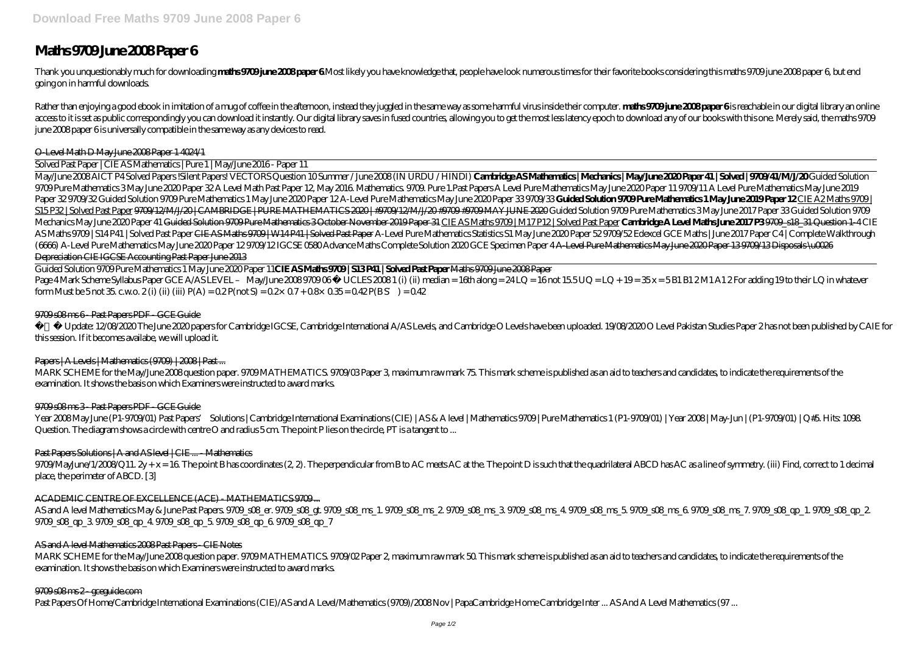# Maths 9709 June 2008 Paper 6

Thank you unquestionably much for downloading **maths 9709 june 2008 paper 6**.Most likely you have knowledge that, people have look numerous times for their favorite books considering this maths 9709 june 2008 paper 6, but end going on in harmful downloads.

Rather than enjoying a good ebook in imitation of a mug of coffee in the afternoon, instead they juggled in the same way as some harmful virus inside their computer. **maths 9709 june 2008 paper 6** is reachable in our digital library an online access to it is set as public correspondingly you can download it instantly. Our digital library saves in fused countries, allowing you to get the most less latency epoch to download any of our books with this one. Merely said, the maths 9709 june 2008 paper 6 is universally compatible in the same way as any devices to read.

O-Level Math D May June 2008 Paper 1 4024/1

Solved Past Paper | CIE AS Mathematics | Pure 1 | May/June 2016 - Paper 11

May/June 2008 AICT P4 Solved Papers !Silent Papers! VECTORS Question 10 Summer / June 2008 (IN URDU / HINDI) **Cambridge AS Mathematics | Mechanics | May/June 2020 Paper 41 | Solved | 9709/41/M/J/20** *Guided Solution 9709 Pure Mathematics 3 May June 2020 Paper 32 A Level Math Past Paper 12, May 2016. Mathematics. 9709. Pure 1.Past Papers A Level Pure Mathematics May June 2020 Paper 11 9709/11 A Level Pure Mathematics May June 2019 Paper 32 9709/32 Guided Solution 9709 Pure Mathematics 1 May June 2020 Paper 12 A-Level Pure Mathematics May June 2020 Paper 33 9709/33* **Guided Solution 9709 Pure Mathematics 1 May June 2019 Paper 12** CIE A2 Maths 9709 | S15 P32 | Solved Past Paper 9709/12/M/J/20 | CAMBRIDGE | PURE MATHEMATICS 2020 | #9709/12/M/J/20 #9709 #9709 MAY JUNE 2020 *Guided Solution 9709 Pure Mathematics 3 May June 2017 Paper 33 Guided Solution 9709 Mechanics May June 2020 Paper 41* Guided Solution 9709 Pure Mathematics 3 October November 2019 Paper 31 CIE AS Maths 9709 | M17 P12 | Solved Past Paper **Cambridge A Level Maths June 2017 P3** 9709_s18_31 Question 1-4 *CIE AS Maths 9709 | S14 P41 | Solved Past Paper* CIE AS Maths 9709 | W14 P41 | Solved Past Paper *A-Level Pure Mathematics Statistics S1 May June 2020 Paper 52 9709/52 Edexcel GCE Maths | June 2017 Paper C4 | Complete Walkthrough (6666) A-Level Pure Mathematics May June 2020 Paper 12 9709/12 IGCSE 0580 Advance Maths Complete Solution 2020 GCE Specimen Paper 4* A-Level Pure Mathematics May June 2020 Paper 13 9709/13 Disposals \u0026 Depreciation CIE IGCSE Accounting Past Paper June 2013

Guided Solution 9709 Pure Mathematics 1 May June 2020 Paper 11**CIE AS Maths 9709 | S13 P41 | Solved Past Paper** Maths 9709 June 2008 Paper

Page 4 Mark Scheme Syllabus Paper GCE A/AS LEVEL – May/June 2008 9709 06 © UCLES 2008 1 (i) (ii) median = 16th along = 24 LQ = 16 not 15.5 UQ = LQ + 19 = 35 x = 5 B1 B1 2 M1 A1 2 For adding 19 to their LQ in whatever form Must be 5 not 35. c.w.o. 2 (i) (ii) (iii) P(A) = 0.2 P(not S) = 0.2× 0.7 + 0.8× 0.35 = 0.42 P(B S′) = 0.42

9709 s08 ms 6 - Past Papers PDF - GCE Guide

Update: 12/08/2020 The June 2020 papers for Cambridge IGCSE, Cambridge International A/AS Levels, and Cambridge O Levels have been uploaded. 19/08/2020 O Level Pakistan Studies Paper 2 has not been published by CAIE for this session. If it becomes availabe, we will upload it.

Papers | A Levels | Mathematics (9709) | 2008 | Past ...

MARK SCHEME for the May/June 2008 question paper. 9709 MATHEMATICS. 9709/03 Paper 3, maximum raw mark 75. This mark scheme is published as an aid to teachers and candidates, to indicate the requirements of the examination. It shows the basis on which Examiners were instructed to award marks.

9709 s08 ms 3 - Past Papers PDF - GCE Guide

Year 2008 May June (P1-9709/01) Past Papers' Solutions | Cambridge International Examinations (CIE) | AS & A level | Mathematics 9709 | Pure Mathematics 1 (P1-9709/01) | Year 2008 | May-Jun | (P1-9709/01) | Q#5. Hits: 1098. Question. The diagram shows a circle with centre O and radius 5 cm. The point P lies on the circle, PT is a tangent to ...

Past Papers Solutions | A and AS level | CIE ... - Mathematics

9709/MayJune/1/2008/Q11. 2y + x = 16. The point B has coordinates (2, 2). The perpendicular from B to AC meets AC at the. The point D is such that the quadrilateral ABCD has AC as a line of symmetry. (iii) Find, correct to 1 decimal place, the perimeter of ABCD. [3]

ACADEMIC CENTRE OF EXCELLENCE (ACE) - MATHEMATICS 9709 ...

AS and A level Mathematics May & June Past Papers. 9709_s08_er. 9709_s08_gt. 9709_s08_ms_1. 9709_s08_ms_2. 9709_s08_ms_3. 9709_s08_ms_4. 9709_s08_ms_5. 9709_s08_ms_6. 9709_s08_ms_7. 9709_s08_qp_1. 9709_s08_qp_2. 9709_s08_qp_3. 9709_s08_qp_4. 9709_s08_qp_5. 9709_s08_qp_6. 9709_s08_qp_7

AS and A level Mathematics 2008 Past Papers - CIE Notes

MARK SCHEME for the May/June 2008 question paper. 9709 MATHEMATICS. 9709/02 Paper 2, maximum raw mark 50. This mark scheme is published as an aid to teachers and candidates, to indicate the requirements of the examination. It shows the basis on which Examiners were instructed to award marks.

9709 s08 ms 2 - gceguide.com

Past Papers Of Home/Cambridge International Examinations (CIE)/AS and A Level/Mathematics (9709)/2008 Nov | PapaCambridge Home Cambridge Inter ... AS And A Level Mathematics (97 ...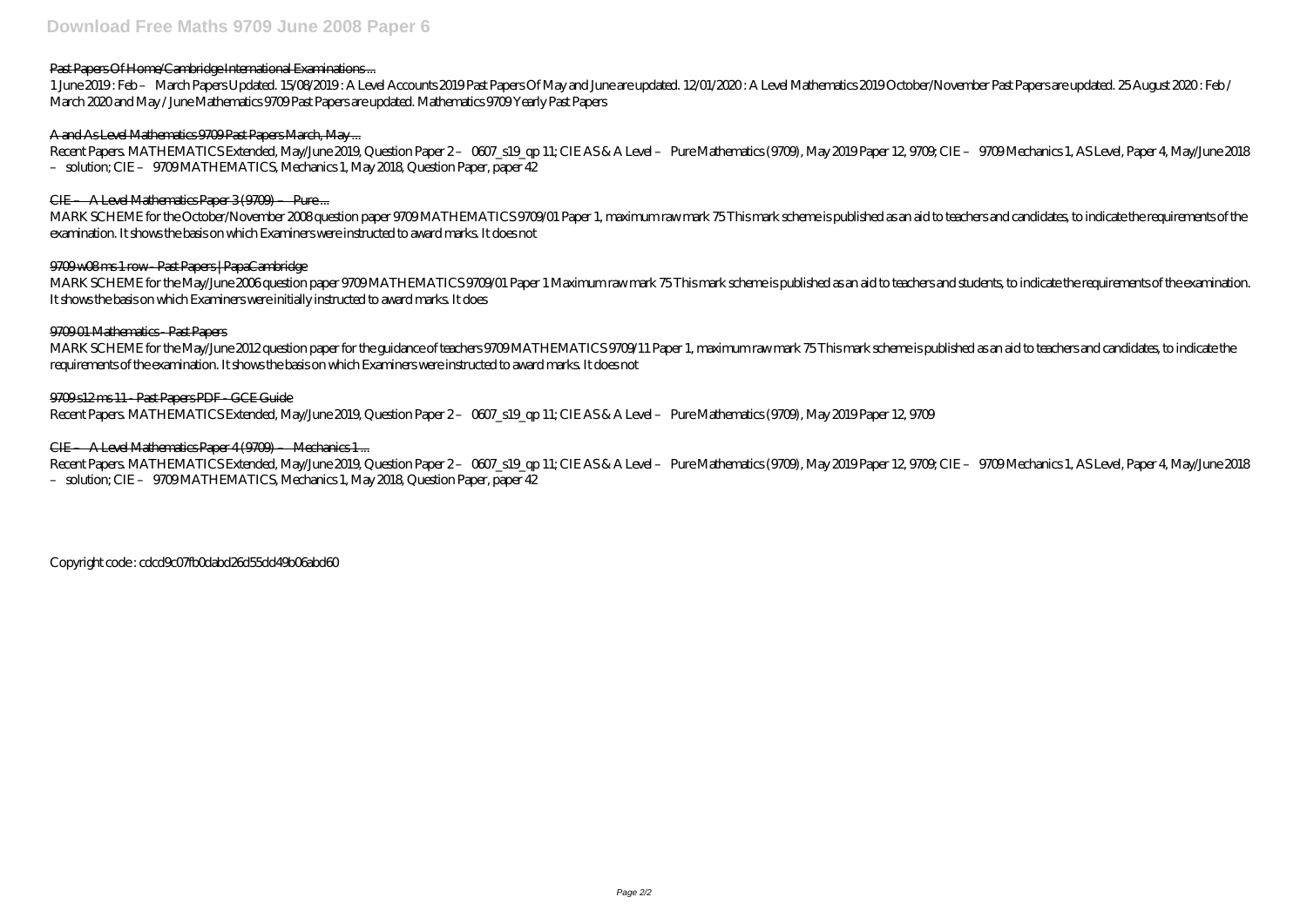### Past Papers Of Home/Cambridge International Examinations ...

1 June 2019 : Feb – March Papers Updated. 15/08/2019 : A Level Accounts 2019 Past Papers Of May and June are updated. 12/01/2020 : A Level Mathematics 2019 October/November Past Papers are updated. 25 August 2020 : Feb / March 2020 and May / June Mathematics 9709 Past Papers are updated. Mathematics 9709 Yearly Past Papers

### A and As Level Mathematics 9709 Past Papers March, May ...

Recent Papers. MATHEMATICS Extended, May/June 2019, Question Paper 2 – 0607_s19_qp 11; CIE AS & A Level – Pure Mathematics (9709), May 2019 Paper 12, 9709; CIE – 9709 Mechanics 1, AS Level, Paper 4, May/June 2018 – solution; CIE – 9709 MATHEMATICS, Mechanics 1, May 2018, Question Paper, paper 42

### CIE – A Level Mathematics Paper 3 (9709) – Pure ...

MARK SCHEME for the October/November 2008 question paper 9709 MATHEMATICS 9709/01 Paper 1, maximum raw mark 75 This mark scheme is published as an aid to teachers and candidates, to indicate the requirements of the examination. It shows the basis on which Examiners were instructed to award marks. It does not

### 9709 w08 ms 1 row - Past Papers | PapaCambridge

MARK SCHEME for the May/June 2006 question paper 9709 MATHEMATICS 9709/01 Paper 1 Maximum raw mark 75 This mark scheme is published as an aid to teachers and students, to indicate the requirements of the examination. It shows the basis on which Examiners were initially instructed to award marks. It does

### 9709 01 Mathematics - Past Papers

MARK SCHEME for the May/June 2012 question paper for the guidance of teachers 9709 MATHEMATICS 9709/11 Paper 1, maximum raw mark 75 This mark scheme is published as an aid to teachers and candidates, to indicate the requirements of the examination. It shows the basis on which Examiners were instructed to award marks. It does not

### 9709 s12 ms 11 - Past Papers PDF - GCE Guide

Recent Papers. MATHEMATICS Extended, May/June 2019, Question Paper 2 – 0607_s19_qp 11; CIE AS & A Level – Pure Mathematics (9709), May 2019 Paper 12, 9709

### CIE – A Level Mathematics Paper 4 (9709) – Mechanics 1 ...

Recent Papers. MATHEMATICS Extended, May/June 2019, Question Paper 2 – 0607_s19_qp 11; CIE AS & A Level – Pure Mathematics (9709), May 2019 Paper 12, 9709; CIE – 9709 Mechanics 1, AS Level, Paper 4, May/June 2018 – solution; CIE – 9709 MATHEMATICS, Mechanics 1, May 2018, Question Paper, paper 42

Copyright code : cdcd9c07fb0dabd26d55dd49b06abd60